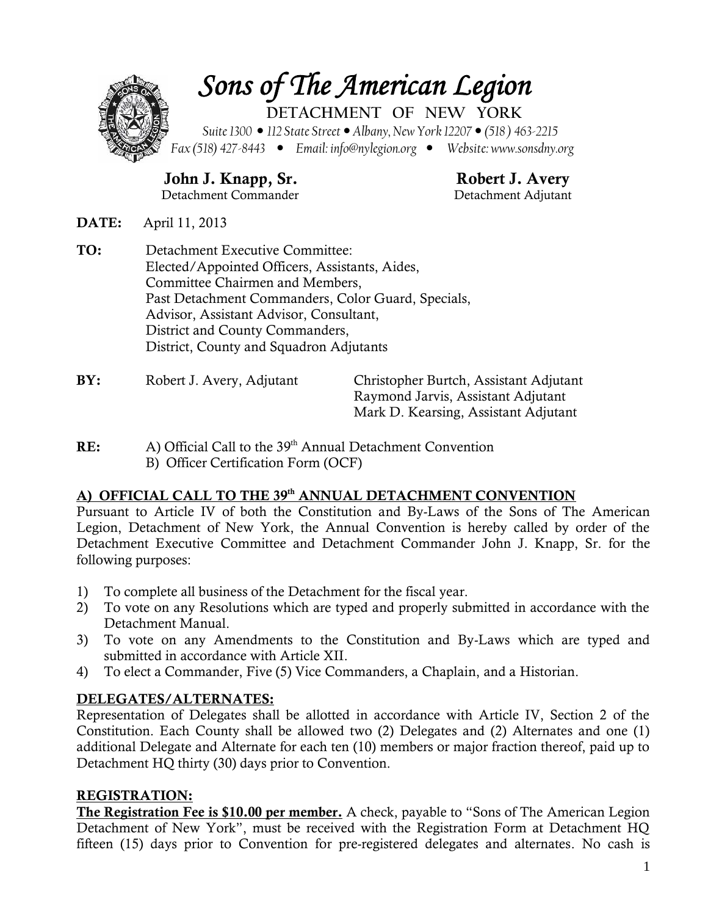# Sons of The American Legion

DETACHMENT OF NEW YORK

*Suite 1300 • 112 State Street • Albany, New York 12207 • (518) 463-2215*
*Fax (518) 427-8443 • Email: info@nylegion.org • Website: www.sonsdny.org*

**John J. Knapp, Sr.**
Detachment Commander

**Robert J. Avery**
Detachment Adjutant

**DATE:** April 11, 2013

**TO:** Detachment Executive Committee:
Elected/Appointed Officers, Assistants, Aides,
Committee Chairmen and Members,
Past Detachment Commanders, Color Guard, Specials,
Advisor, Assistant Advisor, Consultant,
District and County Commanders,
District, County and Squadron Adjutants

**BY:** Robert J. Avery, Adjutant
Christopher Burtch, Assistant Adjutant
Raymond Jarvis, Assistant Adjutant
Mark D. Kearsing, Assistant Adjutant

**RE:** A) Official Call to the 39th Annual Detachment Convention
B) Officer Certification Form (OCF)

## A) OFFICIAL CALL TO THE 39th ANNUAL DETACHMENT CONVENTION

Pursuant to Article IV of both the Constitution and By-Laws of the Sons of The American Legion, Detachment of New York, the Annual Convention is hereby called by order of the Detachment Executive Committee and Detachment Commander John J. Knapp, Sr. for the following purposes:

1) To complete all business of the Detachment for the fiscal year.
2) To vote on any Resolutions which are typed and properly submitted in accordance with the Detachment Manual.
3) To vote on any Amendments to the Constitution and By-Laws which are typed and submitted in accordance with Article XII.
4) To elect a Commander, Five (5) Vice Commanders, a Chaplain, and a Historian.

## DELEGATES/ALTERNATES:

Representation of Delegates shall be allotted in accordance with Article IV, Section 2 of the Constitution. Each County shall be allowed two (2) Delegates and (2) Alternates and one (1) additional Delegate and Alternate for each ten (10) members or major fraction thereof, paid up to Detachment HQ thirty (30) days prior to Convention.

## REGISTRATION:

**The Registration Fee is $10.00 per member.** A check, payable to "Sons of The American Legion Detachment of New York", must be received with the Registration Form at Detachment HQ fifteen (15) days prior to Convention for pre-registered delegates and alternates. No cash is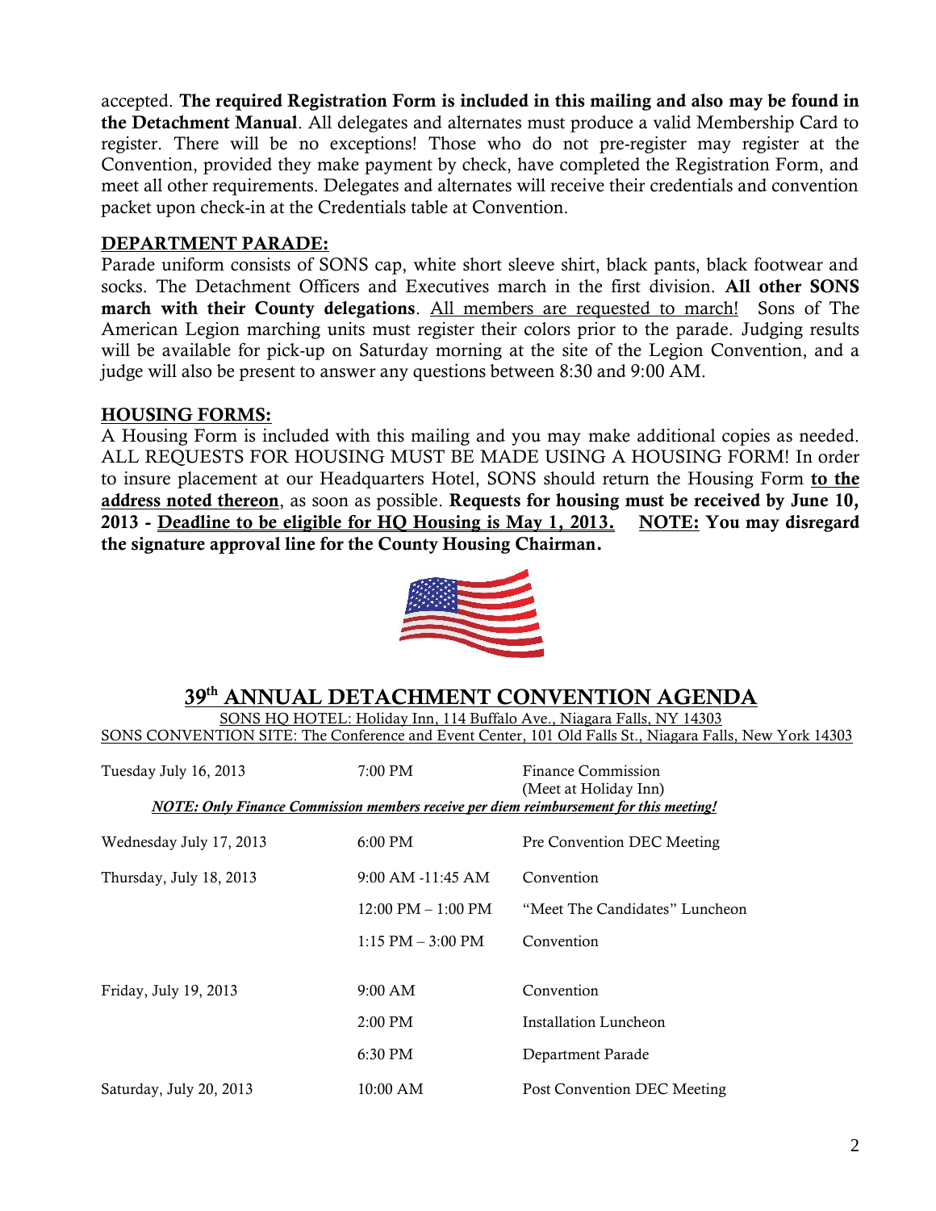accepted. **The required Registration Form is included in this mailing and also may be found in the Detachment Manual**. All delegates and alternates must produce a valid Membership Card to register. There will be no exceptions! Those who do not pre-register may register at the Convention, provided they make payment by check, have completed the Registration Form, and meet all other requirements. Delegates and alternates will receive their credentials and convention packet upon check-in at the Credentials table at Convention.

## DEPARTMENT PARADE:

Parade uniform consists of SONS cap, white short sleeve shirt, black pants, black footwear and socks. The Detachment Officers and Executives march in the first division. **All other SONS march with their County delegations**. <u>All members are requested to march!</u> Sons of The American Legion marching units must register their colors prior to the parade. Judging results will be available for pick-up on Saturday morning at the site of the Legion Convention, and a judge will also be present to answer any questions between 8:30 and 9:00 AM.

## HOUSING FORMS:

A Housing Form is included with this mailing and you may make additional copies as needed. ALL REQUESTS FOR HOUSING MUST BE MADE USING A HOUSING FORM! In order to insure placement at our Headquarters Hotel, SONS should return the Housing Form **<u>to the address noted thereon</u>**, as soon as possible. **Requests for housing must be received by June 10, 2013 - <u>Deadline to be eligible for HQ Housing is May 1, 2013.</u> <u>NOTE:</u> You may disregard the signature approval line for the County Housing Chairman.**

## 39th ANNUAL DETACHMENT CONVENTION AGENDA

SONS HQ HOTEL: Holiday Inn, 114 Buffalo Ave., Niagara Falls, NY 14303
SONS CONVENTION SITE: The Conference and Event Center, 101 Old Falls St., Niagara Falls, New York 14303

| Date | Time | Event |
|---|---|---|
| Tuesday July 16, 2013 | 7:00 PM | Finance Commission (Meet at Holiday Inn) |
| ***NOTE: Only Finance Commission members receive per diem reimbursement for this meeting!*** | | |
| Wednesday July 17, 2013 | 6:00 PM | Pre Convention DEC Meeting |
| Thursday, July 18, 2013 | 9:00 AM -11:45 AM | Convention |
| | 12:00 PM – 1:00 PM | "Meet The Candidates" Luncheon |
| | 1:15 PM – 3:00 PM | Convention |
| Friday, July 19, 2013 | 9:00 AM | Convention |
| | 2:00 PM | Installation Luncheon |
| | 6:30 PM | Department Parade |
| Saturday, July 20, 2013 | 10:00 AM | Post Convention DEC Meeting |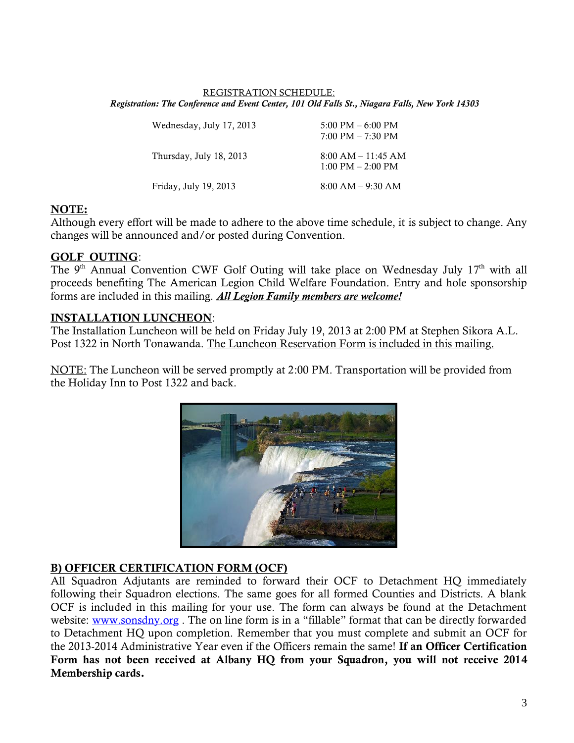<u>REGISTRATION SCHEDULE:</u>

***Registration: The Conference and Event Center, 101 Old Falls St., Niagara Falls, New York 14303***

| | |
|---|---|
| Wednesday, July 17, 2013 | 5:00 PM – 6:00 PM<br>7:00 PM – 7:30 PM |
| Thursday, July 18, 2013 | 8:00 AM – 11:45 AM<br>1:00 PM – 2:00 PM |
| Friday, July 19, 2013 | 8:00 AM – 9:30 AM |

**<u>NOTE:</u>**

Although every effort will be made to adhere to the above time schedule, it is subject to change. Any changes will be announced and/or posted during Convention.

**<u>GOLF OUTING</u>**:

The 9th Annual Convention CWF Golf Outing will take place on Wednesday July 17th with all proceeds benefiting The American Legion Child Welfare Foundation. Entry and hole sponsorship forms are included in this mailing. ***<u>All Legion Family members are welcome!</u>***

**<u>INSTALLATION LUNCHEON</u>**:

The Installation Luncheon will be held on Friday July 19, 2013 at 2:00 PM at Stephen Sikora A.L. Post 1322 in North Tonawanda. <u>The Luncheon Reservation Form is included in this mailing.</u>

<u>NOTE:</u> The Luncheon will be served promptly at 2:00 PM. Transportation will be provided from the Holiday Inn to Post 1322 and back.

**<u>B) OFFICER CERTIFICATION FORM (OCF)</u>**

All Squadron Adjutants are reminded to forward their OCF to Detachment HQ immediately following their Squadron elections. The same goes for all formed Counties and Districts. A blank OCF is included in this mailing for your use. The form can always be found at the Detachment website: [www.sonsdny.org](http://www.sonsdny.org) . The on line form is in a "fillable" format that can be directly forwarded to Detachment HQ upon completion. Remember that you must complete and submit an OCF for the 2013-2014 Administrative Year even if the Officers remain the same! **If an Officer Certification Form has not been received at Albany HQ from your Squadron, you will not receive 2014 Membership cards.**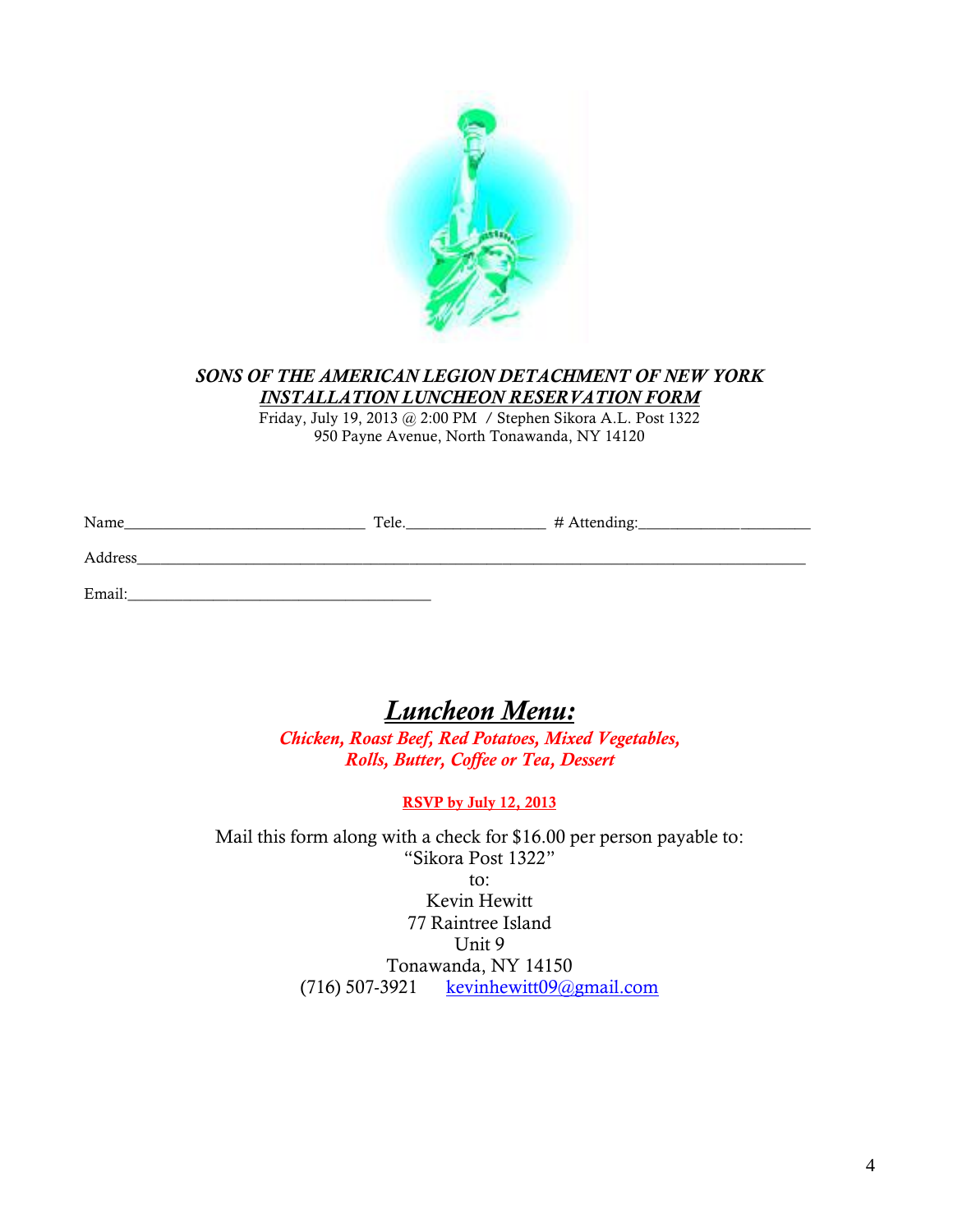***SONS OF THE AMERICAN LEGION DETACHMENT OF NEW YORK***

***INSTALLATION LUNCHEON RESERVATION FORM***

Friday, July 19, 2013 @ 2:00 PM / Stephen Sikora A.L. Post 1322
950 Payne Avenue, North Tonawanda, NY 14120

Name_____________________________ Tele.________________ # Attending:_____________________

Address______________________________________________________________________________

Email:____________________________________

## *Luncheon Menu:*

***Chicken, Roast Beef, Red Potatoes, Mixed Vegetables,***
***Rolls, Butter, Coffee or Tea, Dessert***

**RSVP by July 12, 2013**

Mail this form along with a check for $16.00 per person payable to:
"Sikora Post 1322"
to:
Kevin Hewitt
77 Raintree Island
Unit 9
Tonawanda, NY 14150
(716) 507-3921 kevinhewitt09@gmail.com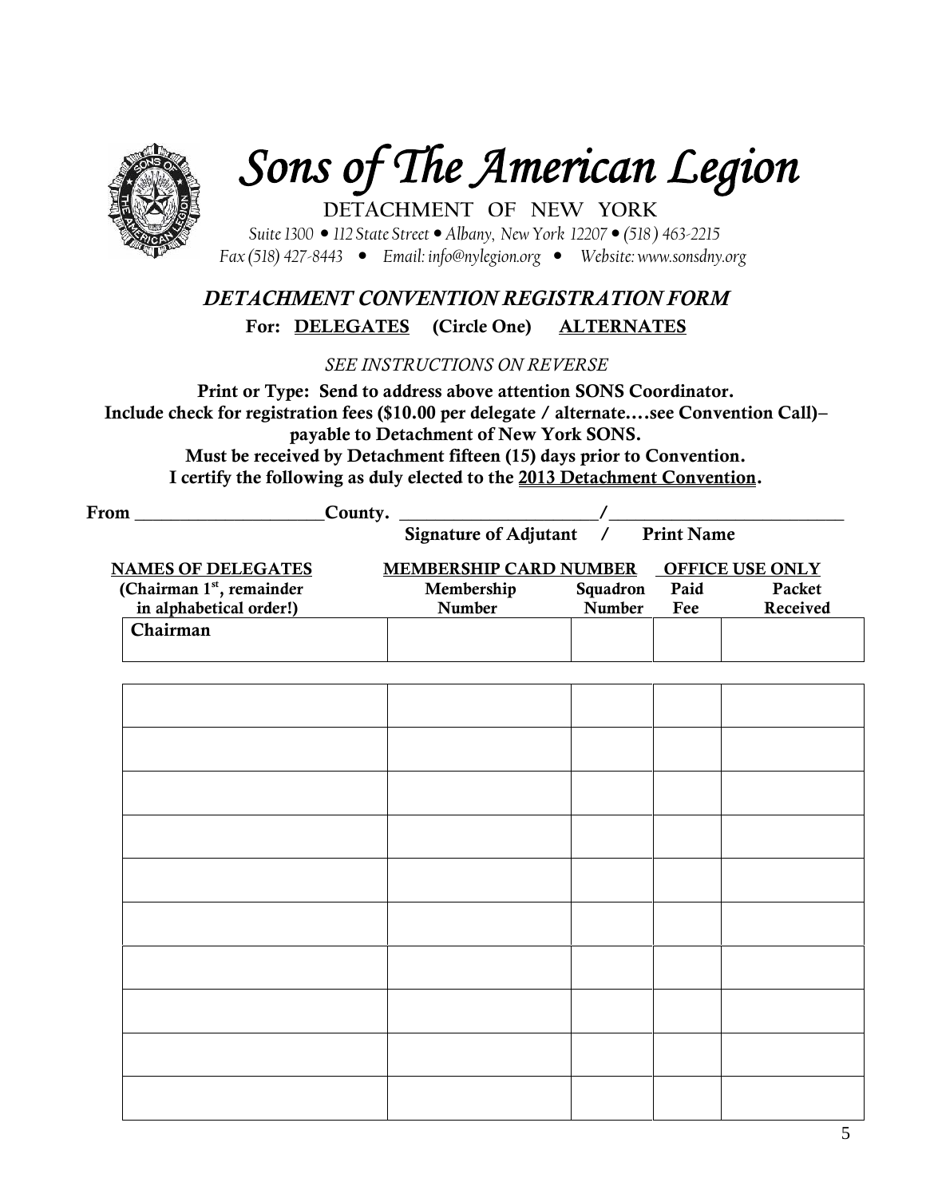# Sons of The American Legion

DETACHMENT OF NEW YORK

*Suite 1300 • 112 State Street • Albany, New York 12207 • (518) 463-2215*
*Fax (518) 427-8443 • Email: info@nylegion.org • Website: www.sonsdny.org*

## *DETACHMENT CONVENTION REGISTRATION FORM*

**For: DELEGATES (Circle One) ALTERNATES**

*SEE INSTRUCTIONS ON REVERSE*

**Print or Type: Send to address above attention SONS Coordinator.**
**Include check for registration fees ($10.00 per delegate / alternate….see Convention Call)– payable to Detachment of New York SONS.**
**Must be received by Detachment fifteen (15) days prior to Convention.**
**I certify the following as duly elected to the 2013 Detachment Convention.**

**From** ____________________**County.** ______________________/__________________________

**Signature of Adjutant / Print Name**

| NAMES OF DELEGATES (Chairman 1st, remainder in alphabetical order!) | MEMBERSHIP CARD NUMBER Membership Number | Squadron Number | OFFICE USE ONLY Paid Fee | Packet Received |
|---|---|---|---|---|
| Chairman | | | | |
| | | | | |
| | | | | |
| | | | | |
| | | | | |
| | | | | |
| | | | | |
| | | | | |
| | | | | |
| | | | | |
| | | | | |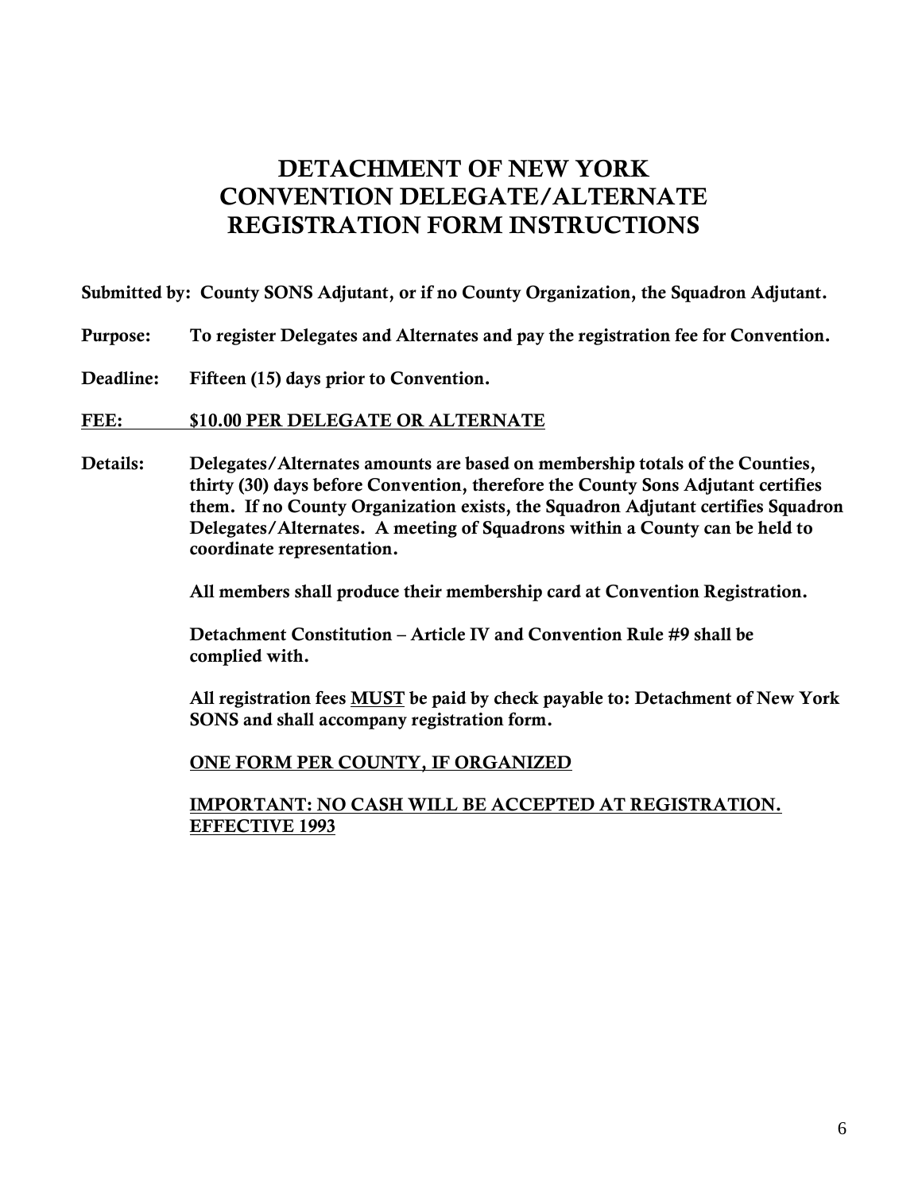# DETACHMENT OF NEW YORK
# CONVENTION DELEGATE/ALTERNATE
# REGISTRATION FORM INSTRUCTIONS

**Submitted by:** **County SONS Adjutant, or if no County Organization, the Squadron Adjutant.**

**Purpose:** **To register Delegates and Alternates and pay the registration fee for Convention.**

**Deadline:** **Fifteen (15) days prior to Convention.**

<u>**FEE: $10.00 PER DELEGATE OR ALTERNATE**</u>

**Details:** **Delegates/Alternates amounts are based on membership totals of the Counties, thirty (30) days before Convention, therefore the County Sons Adjutant certifies them. If no County Organization exists, the Squadron Adjutant certifies Squadron Delegates/Alternates. A meeting of Squadrons within a County can be held to coordinate representation.**

**All members shall produce their membership card at Convention Registration.**

**Detachment Constitution – Article IV and Convention Rule #9 shall be complied with.**

**All registration fees <u>MUST</u> be paid by check payable to: Detachment of New York SONS and shall accompany registration form.**

<u>**ONE FORM PER COUNTY, IF ORGANIZED**</u>

<u>**IMPORTANT: NO CASH WILL BE ACCEPTED AT REGISTRATION. EFFECTIVE 1993**</u>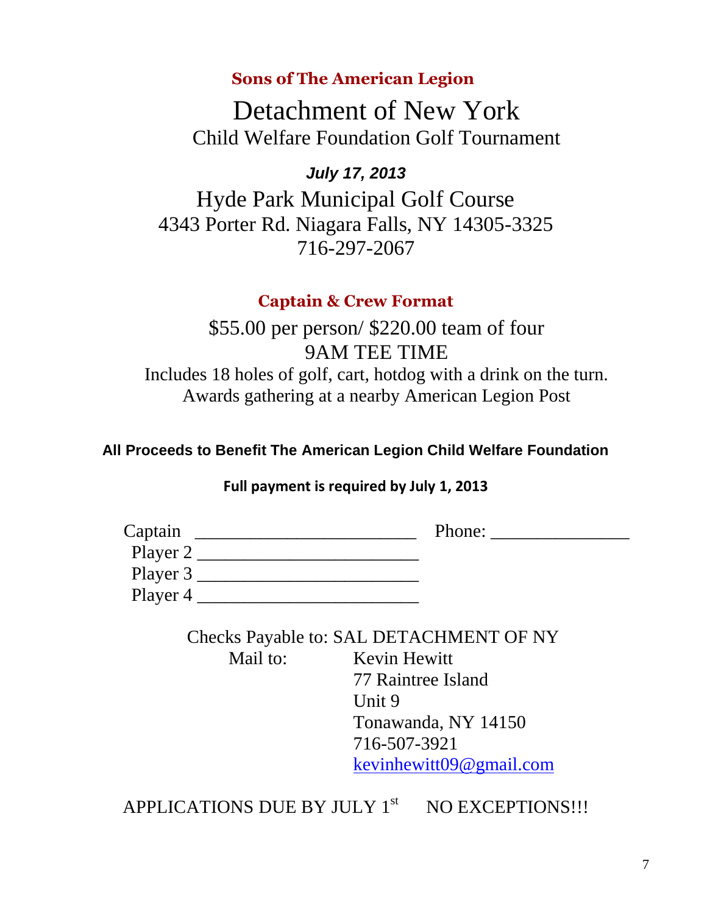## Sons of The American Legion

# Detachment of New York

## Child Welfare Foundation Golf Tournament

***July 17, 2013***

Hyde Park Municipal Golf Course
4343 Porter Rd. Niagara Falls, NY 14305-3325
716-297-2067

## Captain & Crew Format

$55.00 per person/ $220.00 team of four
9AM TEE TIME
Includes 18 holes of golf, cart, hotdog with a drink on the turn.
Awards gathering at a nearby American Legion Post

**All Proceeds to Benefit The American Legion Child Welfare Foundation**

**Full payment is required by July 1, 2013**

Captain ________________________ Phone: _______________
Player 2 ________________________
Player 3 ________________________
Player 4 ________________________

Checks Payable to: SAL DETACHMENT OF NY

Mail to:
Kevin Hewitt
77 Raintree Island
Unit 9
Tonawanda, NY 14150
716-507-3921
kevinhewitt09@gmail.com

APPLICATIONS DUE BY JULY 1st NO EXCEPTIONS!!!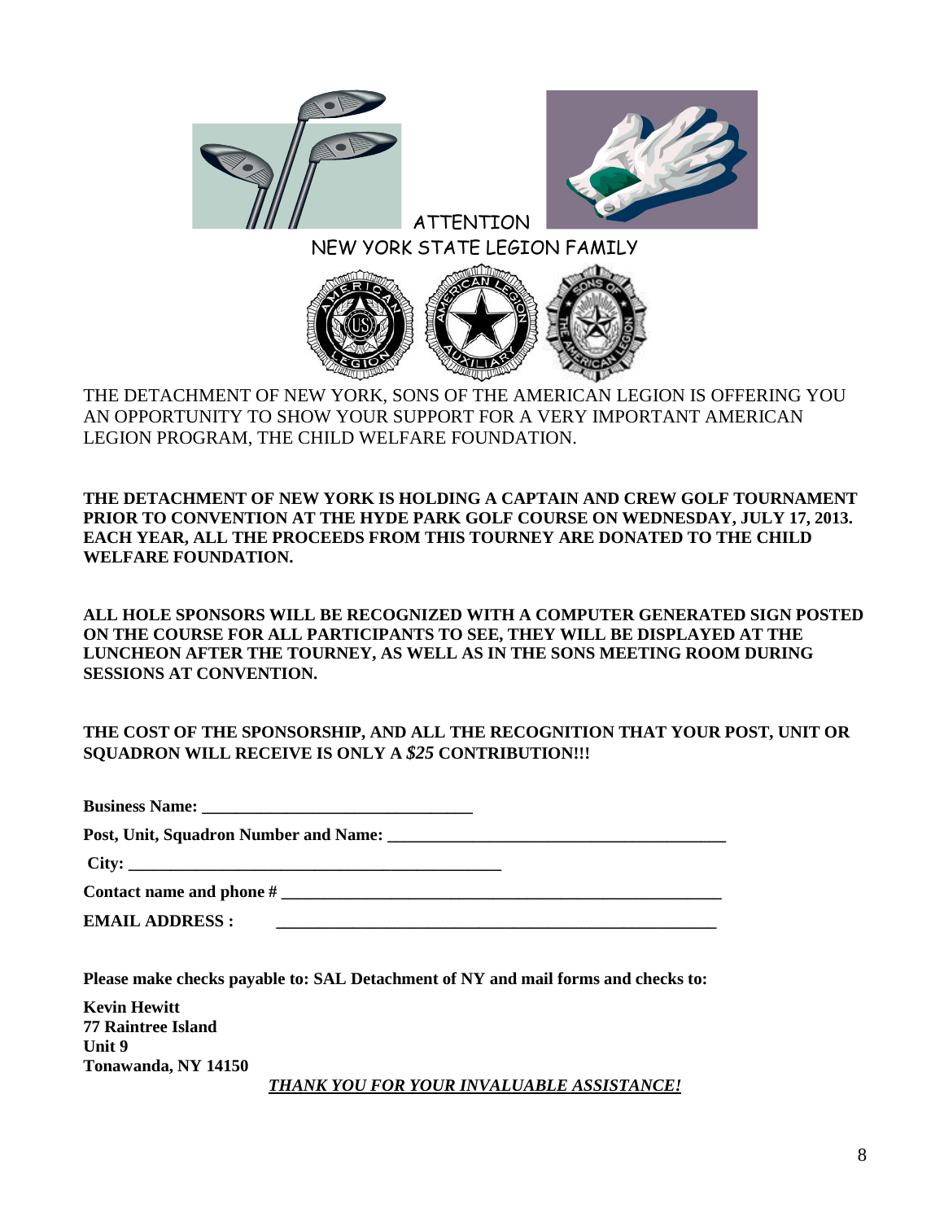# ATTENTION

## NEW YORK STATE LEGION FAMILY

THE DETACHMENT OF NEW YORK, SONS OF THE AMERICAN LEGION IS OFFERING YOU AN OPPORTUNITY TO SHOW YOUR SUPPORT FOR A VERY IMPORTANT AMERICAN LEGION PROGRAM, THE CHILD WELFARE FOUNDATION.

**THE DETACHMENT OF NEW YORK IS HOLDING A CAPTAIN AND CREW GOLF TOURNAMENT PRIOR TO CONVENTION AT THE HYDE PARK GOLF COURSE ON WEDNESDAY, JULY 17, 2013. EACH YEAR, ALL THE PROCEEDS FROM THIS TOURNEY ARE DONATED TO THE CHILD WELFARE FOUNDATION.**

**ALL HOLE SPONSORS WILL BE RECOGNIZED WITH A COMPUTER GENERATED SIGN POSTED ON THE COURSE FOR ALL PARTICIPANTS TO SEE, THEY WILL BE DISPLAYED AT THE LUNCHEON AFTER THE TOURNEY, AS WELL AS IN THE SONS MEETING ROOM DURING SESSIONS AT CONVENTION.**

**THE COST OF THE SPONSORSHIP, AND ALL THE RECOGNITION THAT YOUR POST, UNIT OR SQUADRON WILL RECEIVE IS ONLY A *$25* CONTRIBUTION!!!**

**Business Name:** ________________________________

**Post, Unit, Squadron Number and Name:** ________________________________________

**City:** ____________________________________________

**Contact name and phone #** _____________________________________________________

**EMAIL ADDRESS :** _____________________________________________________

**Please make checks payable to: SAL Detachment of NY and mail forms and checks to:**

**Kevin Hewitt**
**77 Raintree Island**
**Unit 9**
**Tonawanda, NY 14150**

***THANK YOU FOR YOUR INVALUABLE ASSISTANCE!***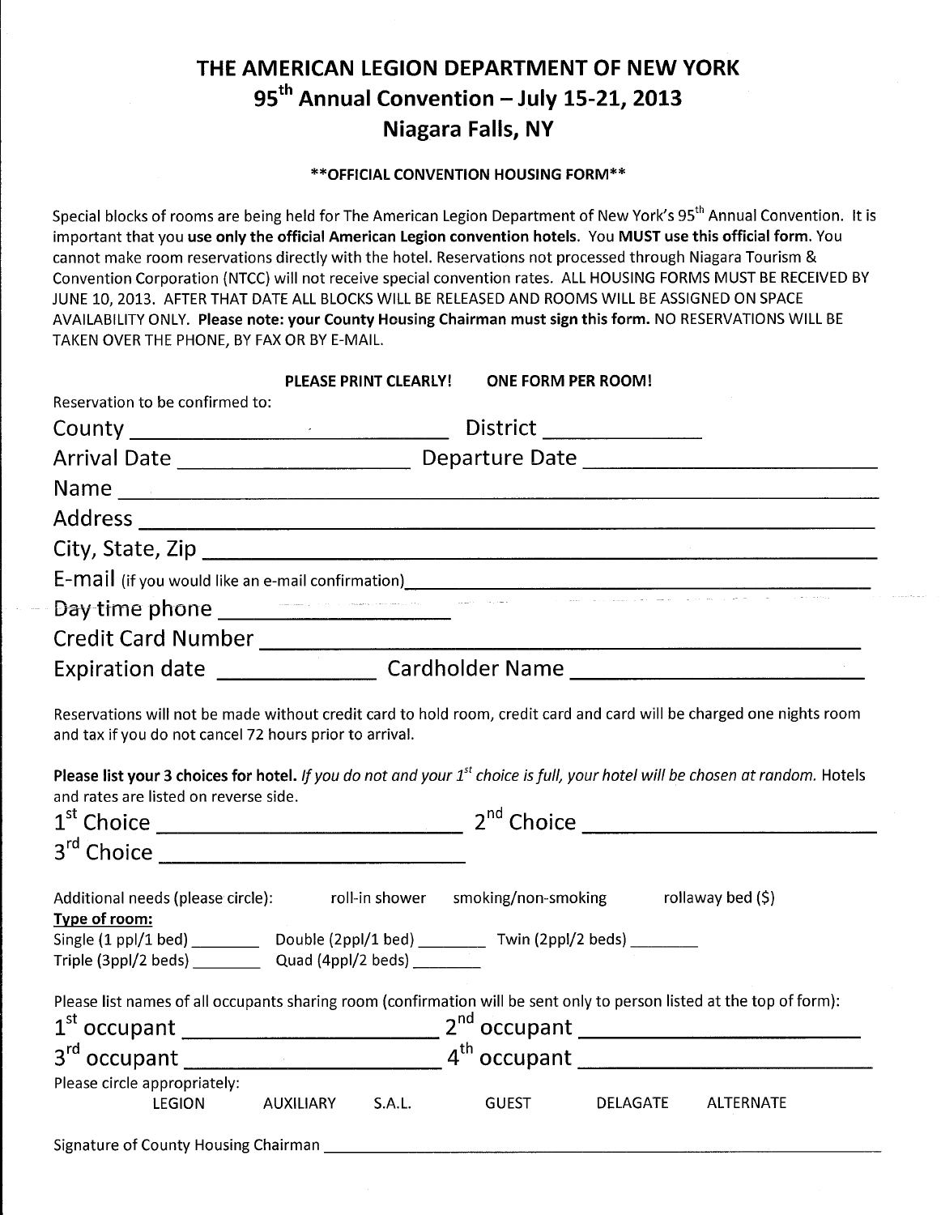# THE AMERICAN LEGION DEPARTMENT OF NEW YORK
## 95th Annual Convention – July 15-21, 2013
## Niagara Falls, NY

**\*\*OFFICIAL CONVENTION HOUSING FORM\*\***

Special blocks of rooms are being held for The American Legion Department of New York's 95th Annual Convention. It is important that you **use only the official American Legion convention hotels**. You **MUST use this official form**. You cannot make room reservations directly with the hotel. Reservations not processed through Niagara Tourism & Convention Corporation (NTCC) will not receive special convention rates. ALL HOUSING FORMS MUST BE RECEIVED BY JUNE 10, 2013. AFTER THAT DATE ALL BLOCKS WILL BE RELEASED AND ROOMS WILL BE ASSIGNED ON SPACE AVAILABILITY ONLY. **Please note: your County Housing Chairman must sign this form.** NO RESERVATIONS WILL BE TAKEN OVER THE PHONE, BY FAX OR BY E-MAIL.

**PLEASE PRINT CLEARLY! ONE FORM PER ROOM!**

Reservation to be confirmed to:

County ______________________ District ____________

Arrival Date __________________ Departure Date ______________________

Name ____________________________________________________________

Address __________________________________________________________

City, State, Zip ____________________________________________________

E-mail (if you would like an e-mail confirmation)__________________________________

Day time phone __________________

Credit Card Number ______________________________________________

Expiration date ____________ Cardholder Name ______________________

Reservations will not be made without credit card to hold room, credit card and card will be charged one nights room and tax if you do not cancel 72 hours prior to arrival.

**Please list your 3 choices for hotel.** *If you do not and your 1st choice is full, your hotel will be chosen at random.* Hotels and rates are listed on reverse side.

1st Choice ______________________ 2nd Choice ______________________

3rd Choice ______________________

Additional needs (please circle): roll-in shower smoking/non-smoking rollaway bed ($)

**Type of room:**

Single (1 ppl/1 bed) ________ Double (2ppl/1 bed) ________ Twin (2ppl/2 beds) ________

Triple (3ppl/2 beds) ________ Quad (4ppl/2 beds) ________

Please list names of all occupants sharing room (confirmation will be sent only to person listed at the top of form):

1st occupant ____________________ 2nd occupant ____________________

3rd occupant ____________________ 4th occupant ____________________

Please circle appropriately:

LEGION AUXILIARY S.A.L. GUEST DELAGATE ALTERNATE

Signature of County Housing Chairman ________________________________________________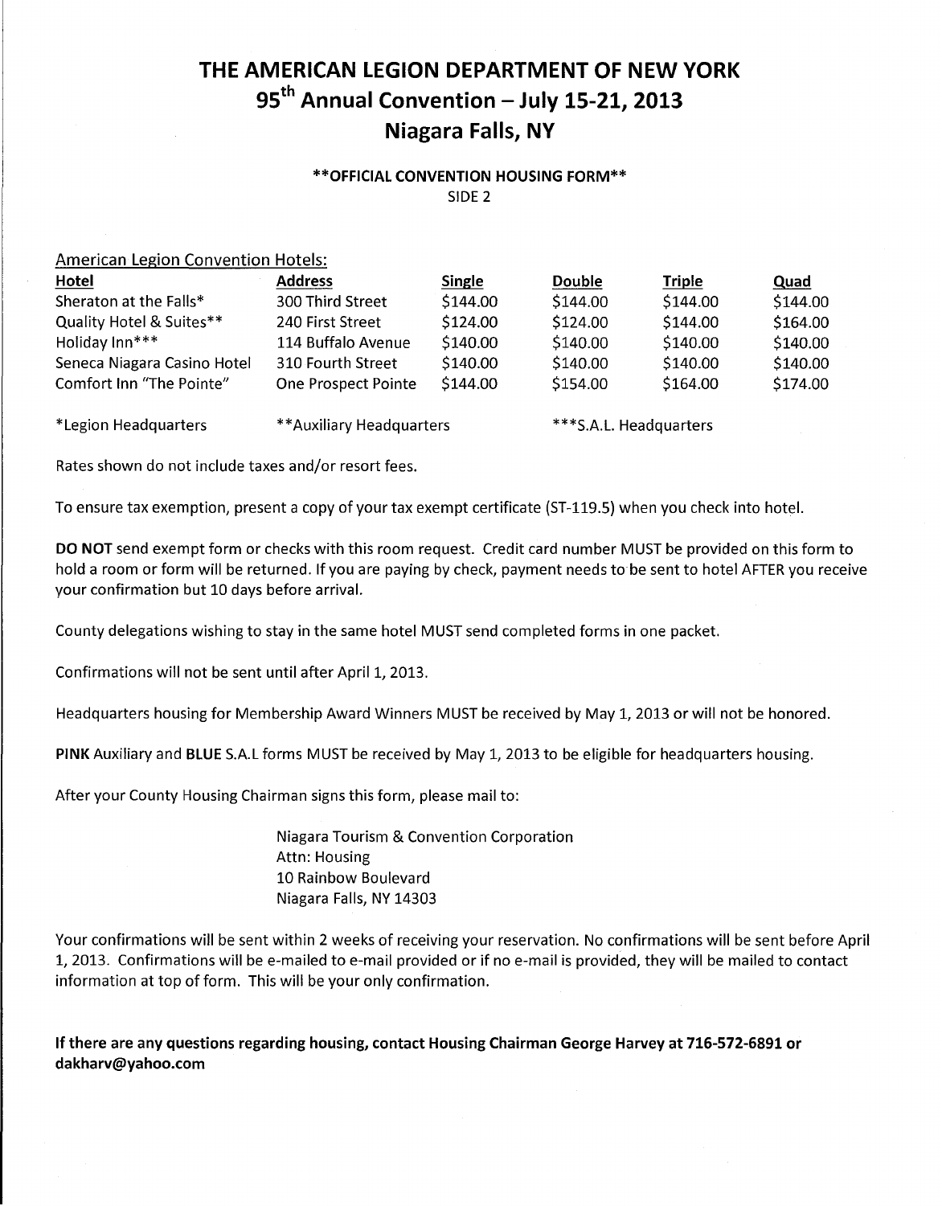# THE AMERICAN LEGION DEPARTMENT OF NEW YORK
# 95th Annual Convention – July 15-21, 2013
# Niagara Falls, NY

**\*\*OFFICIAL CONVENTION HOUSING FORM\*\***

SIDE 2

American Legion Convention Hotels:

| Hotel | Address | Single | Double | Triple | Quad |
|---|---|---|---|---|---|
| Sheraton at the Falls* | 300 Third Street | $144.00 | $144.00 | $144.00 | $144.00 |
| Quality Hotel & Suites** | 240 First Street | $124.00 | $124.00 | $144.00 | $164.00 |
| Holiday Inn*** | 114 Buffalo Avenue | $140.00 | $140.00 | $140.00 | $140.00 |
| Seneca Niagara Casino Hotel | 310 Fourth Street | $140.00 | $140.00 | $140.00 | $140.00 |
| Comfort Inn "The Pointe" | One Prospect Pointe | $144.00 | $154.00 | $164.00 | $174.00 |

*Legion Headquarters &nbsp;&nbsp;&nbsp; **Auxiliary Headquarters &nbsp;&nbsp;&nbsp; ***S.A.L. Headquarters

Rates shown do not include taxes and/or resort fees.

To ensure tax exemption, present a copy of your tax exempt certificate (ST-119.5) when you check into hotel.

**DO NOT** send exempt form or checks with this room request. Credit card number MUST be provided on this form to hold a room or form will be returned. If you are paying by check, payment needs to be sent to hotel AFTER you receive your confirmation but 10 days before arrival.

County delegations wishing to stay in the same hotel MUST send completed forms in one packet.

Confirmations will not be sent until after April 1, 2013.

Headquarters housing for Membership Award Winners MUST be received by May 1, 2013 or will not be honored.

**PINK** Auxiliary and **BLUE** S.A.L forms MUST be received by May 1, 2013 to be eligible for headquarters housing.

After your County Housing Chairman signs this form, please mail to:

Niagara Tourism & Convention Corporation
Attn: Housing
10 Rainbow Boulevard
Niagara Falls, NY 14303

Your confirmations will be sent within 2 weeks of receiving your reservation. No confirmations will be sent before April 1, 2013. Confirmations will be e-mailed to e-mail provided or if no e-mail is provided, they will be mailed to contact information at top of form. This will be your only confirmation.

**If there are any questions regarding housing, contact Housing Chairman George Harvey at 716-572-6891 or dakharv@yahoo.com**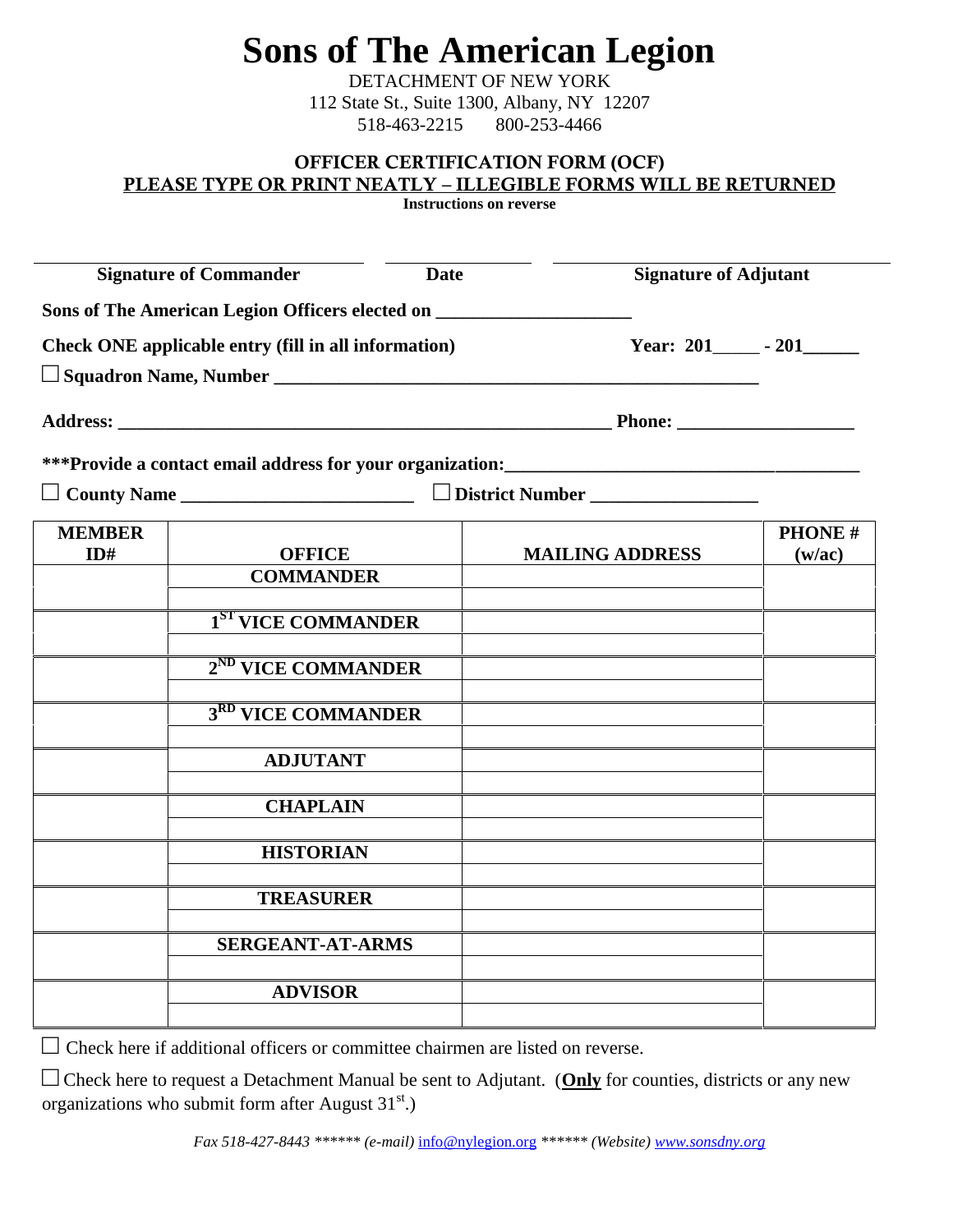# Sons of The American Legion

DETACHMENT OF NEW YORK
112 State St., Suite 1300, Albany, NY 12207
518-463-2215 800-253-4466

## OFFICER CERTIFICATION FORM (OCF)

**PLEASE TYPE OR PRINT NEATLY – ILLEGIBLE FORMS WILL BE RETURNED**

**Instructions on reverse**

_______________________ _______________ _______________________

**Signature of Commander** **Date** **Signature of Adjutant**

**Sons of The American Legion Officers elected on ____________________**

**Check ONE applicable entry (fill in all information)** **Year: 201_____ - 201______**

☐ **Squadron Name, Number ____________________________________________________**

**Address: _______________________________________________________ Phone: __________________**

**\*\*\*Provide a contact email address for your organization:____________________________________**

☐ **County Name ________________________** ☐ **District Number _________________**

| MEMBER ID# | OFFICE | MAILING ADDRESS | PHONE # (w/ac) |
|---|---|---|---|
| | COMMANDER | | |
| | | | |
| | 1ST VICE COMMANDER | | |
| | | | |
| | 2ND VICE COMMANDER | | |
| | | | |
| | 3RD VICE COMMANDER | | |
| | | | |
| | ADJUTANT | | |
| | | | |
| | CHAPLAIN | | |
| | | | |
| | HISTORIAN | | |
| | | | |
| | TREASURER | | |
| | | | |
| | SERGEANT-AT-ARMS | | |
| | | | |
| | ADVISOR | | |
| | | | |

☐ Check here if additional officers or committee chairmen are listed on reverse.

☐ Check here to request a Detachment Manual be sent to Adjutant. (**Only** for counties, districts or any new organizations who submit form after August 31st.)

*Fax 518-427-8443 \*\*\*\*\*\* (e-mail)* info@nylegion.org *\*\*\*\*\*\* (Website) www.sonsdny.org*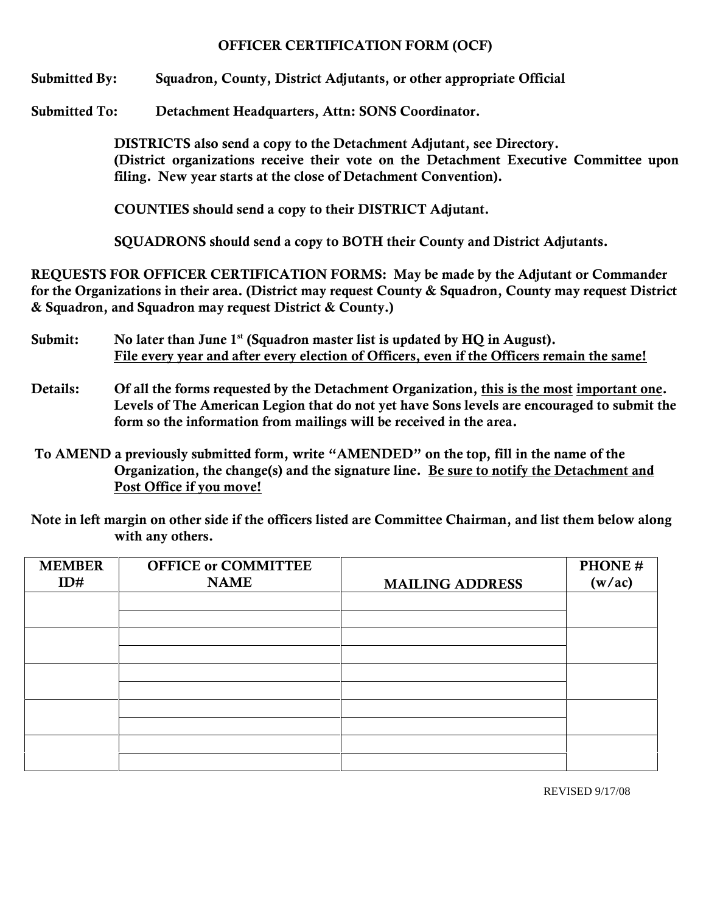# OFFICER CERTIFICATION FORM (OCF)

**Submitted By:** Squadron, County, District Adjutants, or other appropriate Official

**Submitted To:** Detachment Headquarters, Attn: SONS Coordinator.

**DISTRICTS also send a copy to the Detachment Adjutant, see Directory.**
**(District organizations receive their vote on the Detachment Executive Committee upon filing. New year starts at the close of Detachment Convention).**

**COUNTIES should send a copy to their DISTRICT Adjutant.**

**SQUADRONS should send a copy to BOTH their County and District Adjutants.**

**REQUESTS FOR OFFICER CERTIFICATION FORMS: May be made by the Adjutant or Commander for the Organizations in their area. (District may request County & Squadron, County may request District & Squadron, and Squadron may request District & County.)**

**Submit:** **No later than June 1st (Squadron master list is updated by HQ in August).**
**File every year and after every election of Officers, even if the Officers remain the same!**

**Details:** **Of all the forms requested by the Detachment Organization, this is the most important one. Levels of The American Legion that do not yet have Sons levels are encouraged to submit the form so the information from mailings will be received in the area.**

**To AMEND a previously submitted form, write "AMENDED" on the top, fill in the name of the Organization, the change(s) and the signature line. Be sure to notify the Detachment and Post Office if you move!**

**Note in left margin on other side if the officers listed are Committee Chairman, and list them below along with any others.**

| MEMBER ID# | OFFICE or COMMITTEE NAME | MAILING ADDRESS | PHONE # (w/ac) |
|---|---|---|---|
| | | | |
| | | | |
| | | | |
| | | | |
| | | | |
| | | | |
| | | | |
| | | | |
| | | | |
| | | | |

REVISED 9/17/08